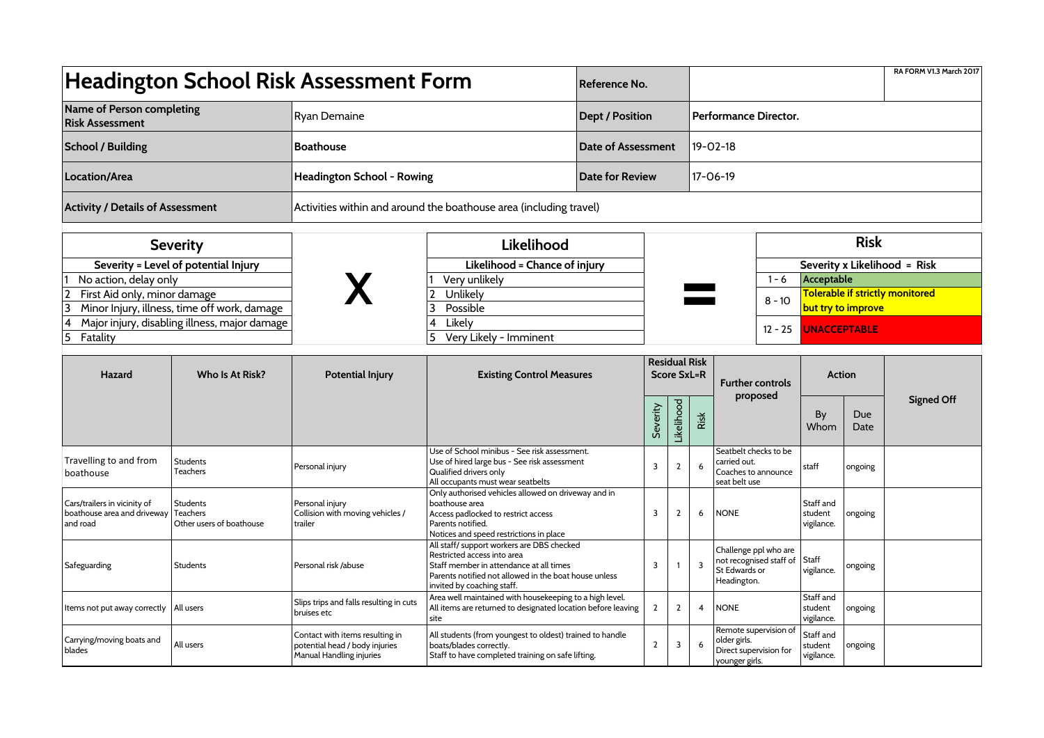# Headington School Risk Assessment Form

| | | | | |
|---|---|---|---|---|
| **Headington School Risk Assessment Form** | | **Reference No.** | | **RA FORM V1.3 March 2017** |
| **Name of Person completing Risk Assessment** | Ryan Demaine | **Dept / Position** | **Performance Director.** | |
| **School / Building** | **Boathouse** | **Date of Assessment** | 19-02-18 | |
| **Location/Area** | **Headington School - Rowing** | **Date for Review** | 17-06-19 | |
| **Activity / Details of Assessment** | Activities within and around the boathouse area (including travel) | | | |

| **Severity** | | **Likelihood** | | **Risk** | |
|---|---|---|---|---|---|
| **Severity = Level of potential Injury** | **X** | **Likelihood = Chance of injury** | **=** | **Severity x Likelihood = Risk** | |
| 1 No action, delay only | | 1 Very unlikely | | 1 - 6 | **Acceptable** |
| 2 First Aid only, minor damage | | 2 Unlikely | | 8 - 10 | **Tolerable if strictly monitored but try to improve** |
| 3 Minor Injury, illness, time off work, damage | | 3 Possible | | 12 - 25 | **UNACCEPTABLE** |
| 4 Major injury, disabling illness, major damage | | 4 Likely | | | |
| 5 Fatality | | 5 Very Likely - Imminent | | | |

| Hazard | Who Is At Risk? | Potential Injury | Existing Control Measures | Residual Risk Score SxL=R | | | Further controls proposed | Action | | Signed Off |
|---|---|---|---|---|---|---|---|---|---|---|
| | | | | Severity | Likelihood | Risk | | By Whom | Due Date | |
| Travelling to and from boathouse | Students<br>Teachers | Personal injury | Use of School minibus - See risk assessment.<br>Use of hired large bus - See risk assessment<br>Qualified drivers only<br>All occupants must wear seatbelts | 3 | 2 | 6 | Seatbelt checks to be carried out.<br>Coaches to announce seat belt use | staff | ongoing | |
| Cars/trailers in vicinity of boathouse area and driveway and road | Students<br>Teachers<br>Other users of boathouse | Personal injury<br>Collision with moving vehicles / trailer | Only authorised vehicles allowed on driveway and in boathouse area<br>Access padlocked to restrict access<br>Parents notified.<br>Notices and speed restrictions in place | 3 | 2 | 6 | NONE | Staff and student vigilance. | ongoing | |
| Safeguarding | Students | Personal risk /abuse | All staff/ support workers are DBS checked<br>Restricted access into area<br>Staff member in attendance at all times<br>Parents notified not allowed in the boat house unless invited by coaching staff. | 3 | 1 | 3 | Challenge ppl who are not recognised staff of St Edwards or Headington. | Staff vigilance. | ongoing | |
| Items not put away correctly | All users | Slips trips and falls resulting in cuts bruises etc | Area well maintained with housekeeping to a high level.<br>All items are returned to designated location before leaving site | 2 | 2 | 4 | NONE | Staff and student vigilance. | ongoing | |
| Carrying/moving boats and blades | All users | Contact with items resulting in potential head / body injuries<br>Manual Handling injuries | All students (from youngest to oldest) trained to handle boats/blades correctly.<br>Staff to have completed training on safe lifting. | 2 | 3 | 6 | Remote supervision of older girls.<br>Direct supervision for younger girls. | Staff and student vigilance. | ongoing | |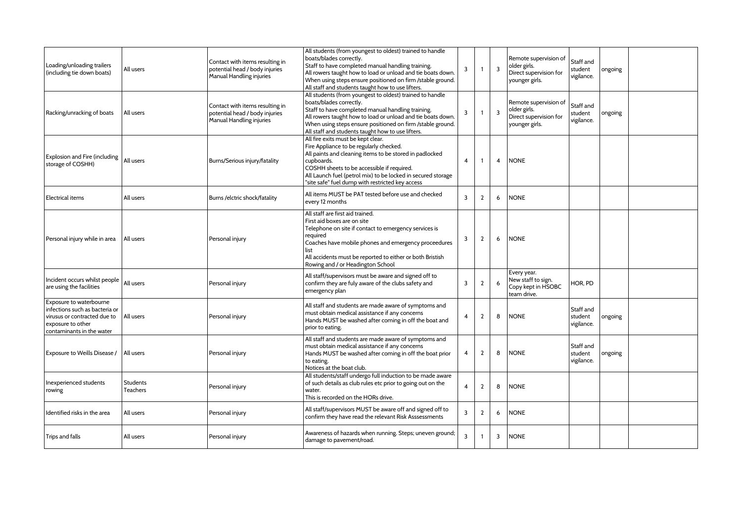| | | | | | | | | | | |
|---|---|---|---|---|---|---|---|---|---|---|
| Loading/unloading trailers (including tie down boats) | All users | Contact with items resulting in potential head / body injuries Manual Handling injuries | All students (from youngest to oldest) trained to handle boats/blades correctly.<br>Staff to have completed manual handling training.<br>All rowers taught how to load or unload and tie boats down.<br>When using steps ensure positioned on firm /stable ground.<br>All staff and students taught how to use lifters. | 3 | 1 | 3 | Remote supervision of older girls.<br>Direct supervision for younger girls. | Staff and student vigilance. | ongoing | |
| Racking/unracking of boats | All users | Contact with items resulting in potential head / body injuries Manual Handling injuries | All students (from youngest to oldest) trained to handle boats/blades correctly.<br>Staff to have completed manual handling training.<br>All rowers taught how to load or unload and tie boats down.<br>When using steps ensure positioned on firm /stable ground.<br>All staff and students taught how to use lifters. | 3 | 1 | 3 | Remote supervision of older girls.<br>Direct supervision for younger girls. | Staff and student vigilance. | ongoing | |
| Explosion and Fire (including storage of COSHH) | All users | Burns/Serious injury/fatality | All fire exits must be kept clear.<br>Fire Appliance to be regularly checked.<br>All paints and cleaning items to be stored in padlocked cupboards.<br>COSHH sheets to be accessible if required.<br>All Launch fuel (petrol mix) to be locked in secured storage "site safe" fuel dump with restricted key access | 4 | 1 | 4 | NONE | | | |
| Electrical items | All users | Burns /elctric shock/fatality | All items MUST be PAT tested before use and checked every 12 months | 3 | 2 | 6 | NONE | | | |
| Personal injury while in area | All users | Personal injury | All staff are first aid trained.<br>First aid boxes are on site<br>Telephone on site if contact to emergency services is required<br>Coaches have mobile phones and emergency proceedures list<br>All accidents must be reported to either or both Bristish Rowing and / or Headington School | 3 | 2 | 6 | NONE | | | |
| Incident occurs whilst people are using the facilities | All users | Personal injury | All staff/supervisors must be aware and signed off to confirm they are fuly aware of the clubs safety and emergency plan | 3 | 2 | 6 | Every year.<br>New staff to sign.<br>Copy kept in HSOBC team drive. | HOR, PD | | |
| Exposure to waterbourne infections such as bacteria or virusus or contracted due to exposure to other contaminants in the water | All users | Personal injury | All staff and students are made aware of symptoms and must obtain medical assistance if any concerns<br>Hands MUST be washed after coming in off the boat and prior to eating. | 4 | 2 | 8 | NONE | Staff and student vigilance. | ongoing | |
| Exposure to Weills Disease / | All users | Personal injury | All staff and students are made aware of symptoms and must obtain medical assistance if any concerns<br>Hands MUST be washed after coming in off the boat prior to eating.<br>Notices at the boat club. | 4 | 2 | 8 | NONE | Staff and student vigilance. | ongoing | |
| Inexperienced students rowing | Students Teachers | Personal injury | All students/staff undergo full induction to be made aware of such details as club rules etc prior to going out on the water.<br>This is recorded on the HORs drive. | 4 | 2 | 8 | NONE | | | |
| Identified risks in the area | All users | Personal injury | All staff/supervisors MUST be aware off and signed off to confirm they have read the relevant Risk Asssessments | 3 | 2 | 6 | NONE | | | |
| Trips and falls | All users | Personal injury | Awareness of hazards when running. Steps; uneven ground; damage to pavement/road. | 3 | 1 | 3 | NONE | | | |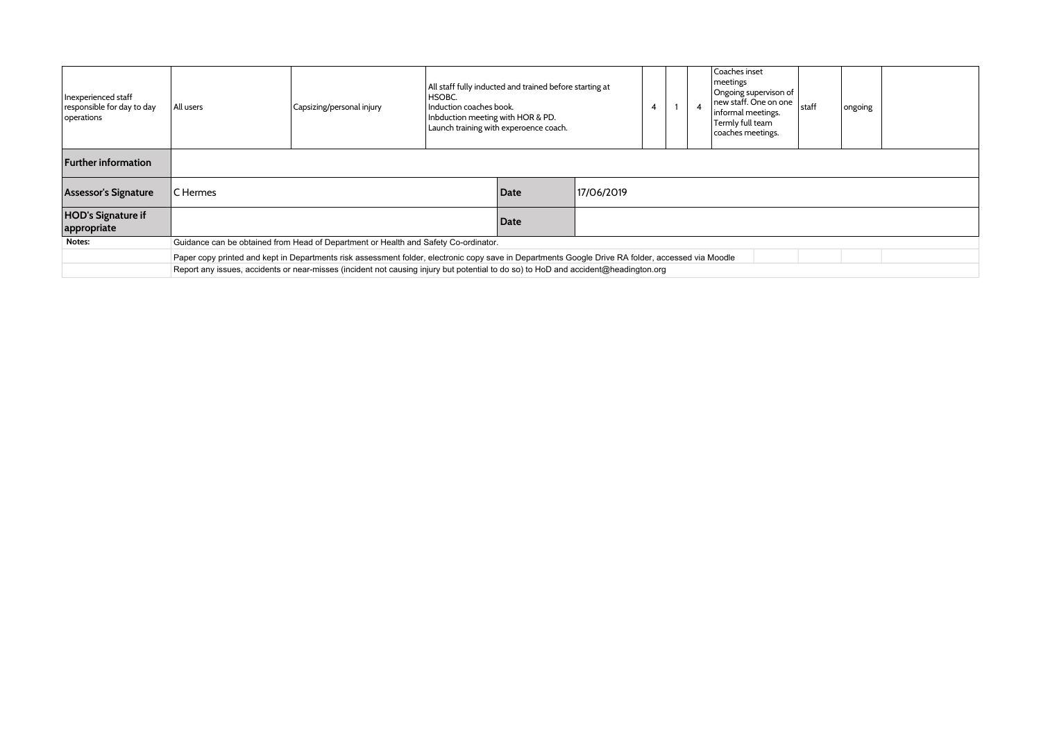| | | | | | | | | | | | |
|---|---|---|---|---|---|---|---|---|---|---|---|
| Inexperienced staff responsible for day to day operations | All users | Capsizing/personal injury | All staff fully inducted and trained before starting at HSOBC.<br>Induction coaches book.<br>Inbduction meeting with HOR & PD.<br>Launch training with experoence coach. | 4 | 1 | 4 | Coaches inset meetings<br>Ongoing supervison of new staff. One on one informal meetings.<br>Termly full team coaches meetings. | staff | ongoing | |

| | | | |
|---|---|---|---|
| **Further information** | | | |
| **Assessor's Signature** | C Hermes | **Date** | 17/06/2019 |
| **HOD's Signature if appropriate** | | **Date** | |

**Notes:**

Guidance can be obtained from Head of Department or Health and Safety Co-ordinator.

Paper copy printed and kept in Departments risk assessment folder, electronic copy save in Departments Google Drive RA folder, accessed via Moodle

Report any issues, accidents or near-misses (incident not causing injury but potential to do so) to HoD and accident@headington.org